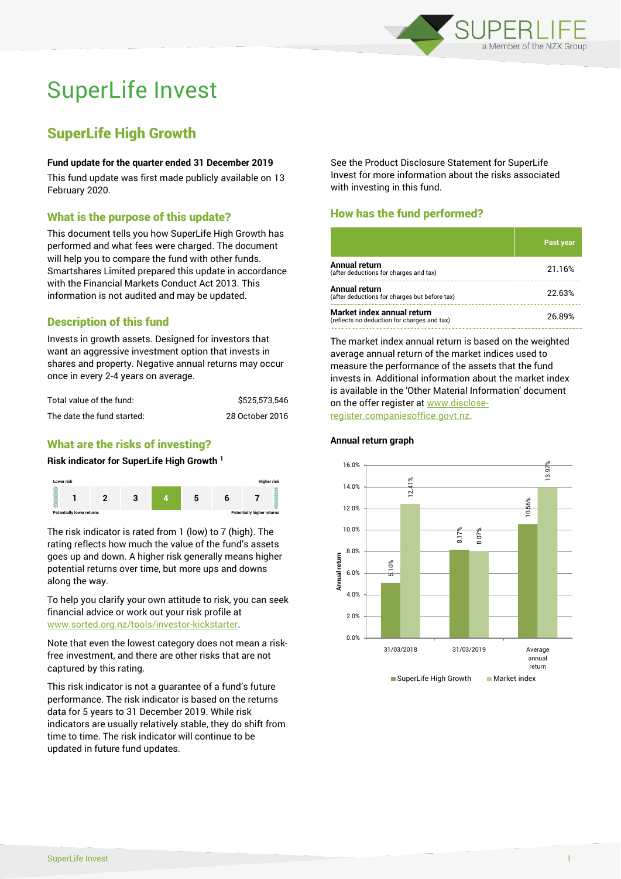# SuperLife Invest

## SuperLife High Growth

**Fund update for the quarter ended 31 December 2019**

This fund update was first made publicly available on 13 February 2020.

### What is the purpose of this update?

This document tells you how SuperLife High Growth has performed and what fees were charged. The document will help you to compare the fund with other funds. Smartshares Limited prepared this update in accordance with the Financial Markets Conduct Act 2013. This information is not audited and may be updated.

### Description of this fund

Invests in growth assets. Designed for investors that want an aggressive investment option that invests in shares and property. Negative annual returns may occur once in every 2-4 years on average.

| | |
|---|---|
| Total value of the fund: | $525,573,546 |
| The date the fund started: | 28 October 2016 |

### What are the risks of investing?

**Risk indicator for SuperLife High Growth [1]**

| Lower risk | | | | | | Higher risk |
|---|---|---|---|---|---|---|
| 1 | 2 | 3 | **4** | 5 | 6 | 7 |
| Potentially lower returns | | | | | | Potentially higher returns |

The risk indicator is rated from 1 (low) to 7 (high). The rating reflects how much the value of the fund's assets goes up and down. A higher risk generally means higher potential returns over time, but more ups and downs along the way.

To help you clarify your own attitude to risk, you can seek financial advice or work out your risk profile at www.sorted.org.nz/tools/investor-kickstarter.

Note that even the lowest category does not mean a risk-free investment, and there are other risks that are not captured by this rating.

This risk indicator is not a guarantee of a fund's future performance. The risk indicator is based on the returns data for 5 years to 31 December 2019. While risk indicators are usually relatively stable, they do shift from time to time. The risk indicator will continue to be updated in future fund updates.

See the Product Disclosure Statement for SuperLife Invest for more information about the risks associated with investing in this fund.

### How has the fund performed?

| | Past year |
|---|---|
| **Annual return** (after deductions for charges and tax) | 21.16% |
| **Annual return** (after deductions for charges but before tax) | 22.63% |
| **Market index annual return** (reflects no deduction for charges and tax) | 26.89% |

The market index annual return is based on the weighted average annual return of the market indices used to measure the performance of the assets that the fund invests in. Additional information about the market index is available in the 'Other Material Information' document on the offer register at www.disclose-register.companiesoffice.govt.nz.

**Annual return graph**

| | SuperLife High Growth | Market index |
|---|---|---|
| 31/03/2018 | 5.10% | 12.41% |
| 31/03/2019 | 8.17% | 8.07% |
| Average annual return | 10.56% | 13.97% |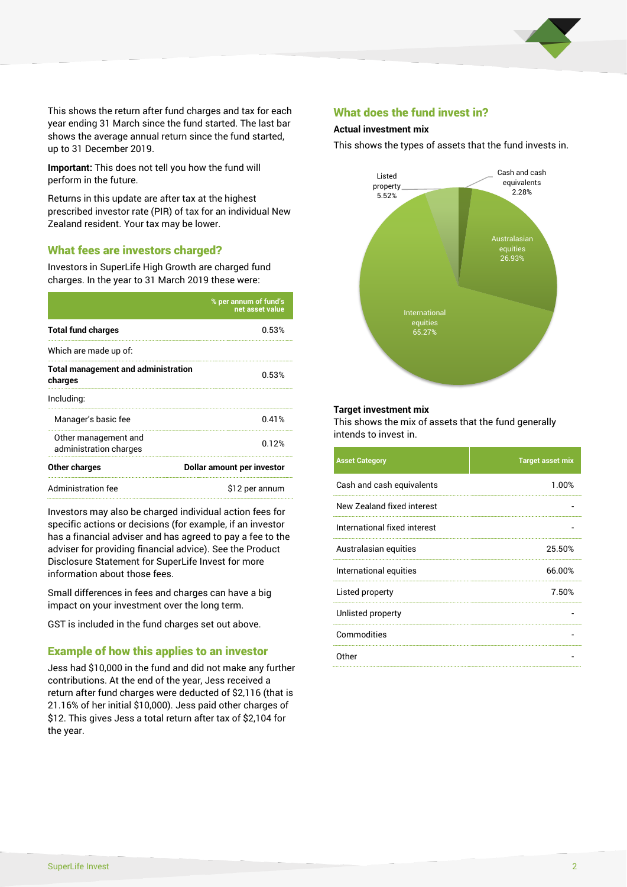This shows the return after fund charges and tax for each year ending 31 March since the fund started. The last bar shows the average annual return since the fund started, up to 31 December 2019.

**Important:** This does not tell you how the fund will perform in the future.

Returns in this update are after tax at the highest prescribed investor rate (PIR) of tax for an individual New Zealand resident. Your tax may be lower.

## What fees are investors charged?

Investors in SuperLife High Growth are charged fund charges. In the year to 31 March 2019 these were:

| | % per annum of fund's net asset value |
|---|---|
| **Total fund charges** | 0.53% |
| Which are made up of: | |
| **Total management and administration charges** | 0.53% |
| Including: | |
| Manager's basic fee | 0.41% |
| Other management and administration charges | 0.12% |
| **Other charges** | **Dollar amount per investor** |
| Administration fee | $12 per annum |

Investors may also be charged individual action fees for specific actions or decisions (for example, if an investor has a financial adviser and has agreed to pay a fee to the adviser for providing financial advice). See the Product Disclosure Statement for SuperLife Invest for more information about those fees.

Small differences in fees and charges can have a big impact on your investment over the long term.

GST is included in the fund charges set out above.

## Example of how this applies to an investor

Jess had $10,000 in the fund and did not make any further contributions. At the end of the year, Jess received a return after fund charges were deducted of $2,116 (that is 21.16% of her initial $10,000). Jess paid other charges of $12. This gives Jess a total return after tax of $2,104 for the year.

## What does the fund invest in?

### Actual investment mix

This shows the types of assets that the fund invests in.

- Cash and cash equivalents 2.28%
- Australasian equities 26.93%
- International equities 65.27%
- Listed property 5.52%

### Target investment mix

This shows the mix of assets that the fund generally intends to invest in.

| Asset Category | Target asset mix |
|---|---|
| Cash and cash equivalents | 1.00% |
| New Zealand fixed interest | - |
| International fixed interest | - |
| Australasian equities | 25.50% |
| International equities | 66.00% |
| Listed property | 7.50% |
| Unlisted property | - |
| Commodities | - |
| Other | - |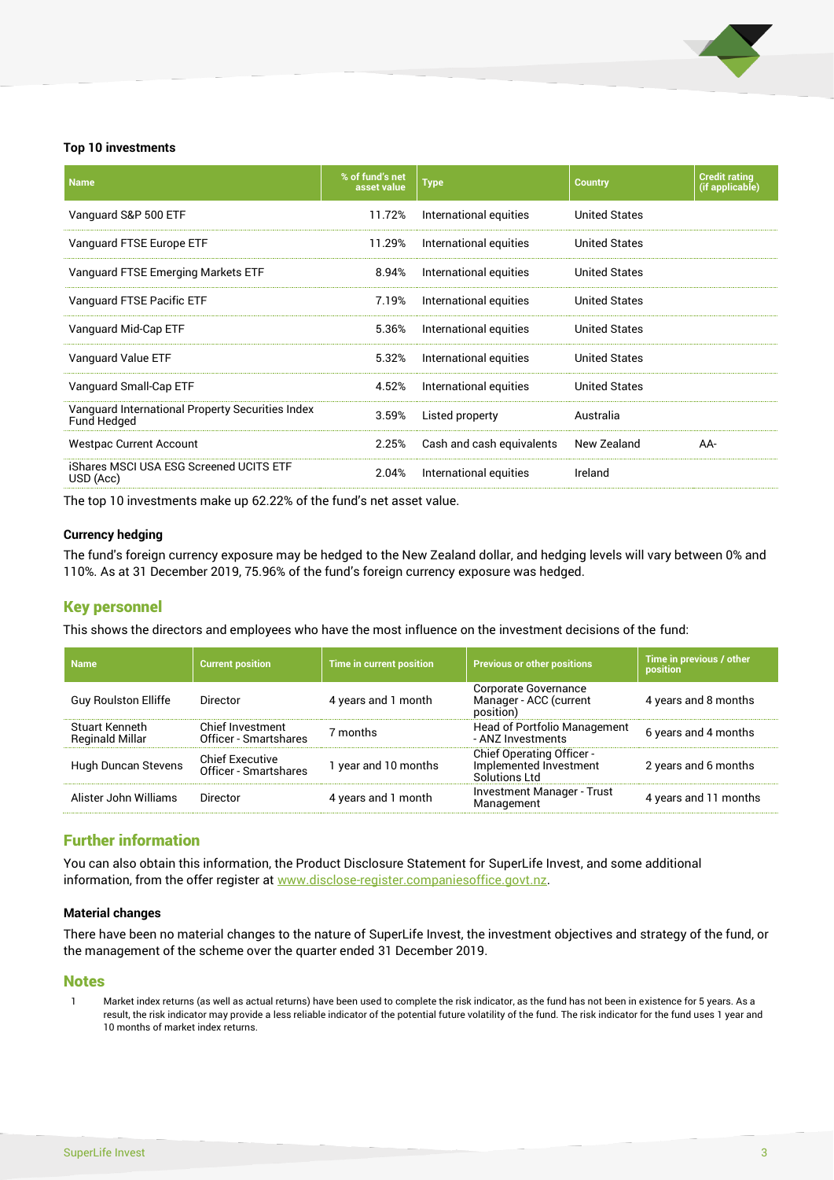### Top 10 investments

| Name | % of fund's net asset value | Type | Country | Credit rating (if applicable) |
|---|---|---|---|---|
| Vanguard S&P 500 ETF | 11.72% | International equities | United States | |
| Vanguard FTSE Europe ETF | 11.29% | International equities | United States | |
| Vanguard FTSE Emerging Markets ETF | 8.94% | International equities | United States | |
| Vanguard FTSE Pacific ETF | 7.19% | International equities | United States | |
| Vanguard Mid-Cap ETF | 5.36% | International equities | United States | |
| Vanguard Value ETF | 5.32% | International equities | United States | |
| Vanguard Small-Cap ETF | 4.52% | International equities | United States | |
| Vanguard International Property Securities Index Fund Hedged | 3.59% | Listed property | Australia | |
| Westpac Current Account | 2.25% | Cash and cash equivalents | New Zealand | AA- |
| iShares MSCI USA ESG Screened UCITS ETF USD (Acc) | 2.04% | International equities | Ireland | |

The top 10 investments make up 62.22% of the fund's net asset value.

### Currency hedging

The fund's foreign currency exposure may be hedged to the New Zealand dollar, and hedging levels will vary between 0% and 110%. As at 31 December 2019, 75.96% of the fund's foreign currency exposure was hedged.

## Key personnel

This shows the directors and employees who have the most influence on the investment decisions of the fund:

| Name | Current position | Time in current position | Previous or other positions | Time in previous / other position |
|---|---|---|---|---|
| Guy Roulston Elliffe | Director | 4 years and 1 month | Corporate Governance Manager - ACC (current position) | 4 years and 8 months |
| Stuart Kenneth Reginald Millar | Chief Investment Officer - Smartshares | 7 months | Head of Portfolio Management - ANZ Investments | 6 years and 4 months |
| Hugh Duncan Stevens | Chief Executive Officer - Smartshares | 1 year and 10 months | Chief Operating Officer - Implemented Investment Solutions Ltd | 2 years and 6 months |
| Alister John Williams | Director | 4 years and 1 month | Investment Manager - Trust Management | 4 years and 11 months |

## Further information

You can also obtain this information, the Product Disclosure Statement for SuperLife Invest, and some additional information, from the offer register at www.disclose-register.companiesoffice.govt.nz.

### Material changes

There have been no material changes to the nature of SuperLife Invest, the investment objectives and strategy of the fund, or the management of the scheme over the quarter ended 31 December 2019.

## Notes

1. Market index returns (as well as actual returns) have been used to complete the risk indicator, as the fund has not been in existence for 5 years. As a result, the risk indicator may provide a less reliable indicator of the potential future volatility of the fund. The risk indicator for the fund uses 1 year and 10 months of market index returns.